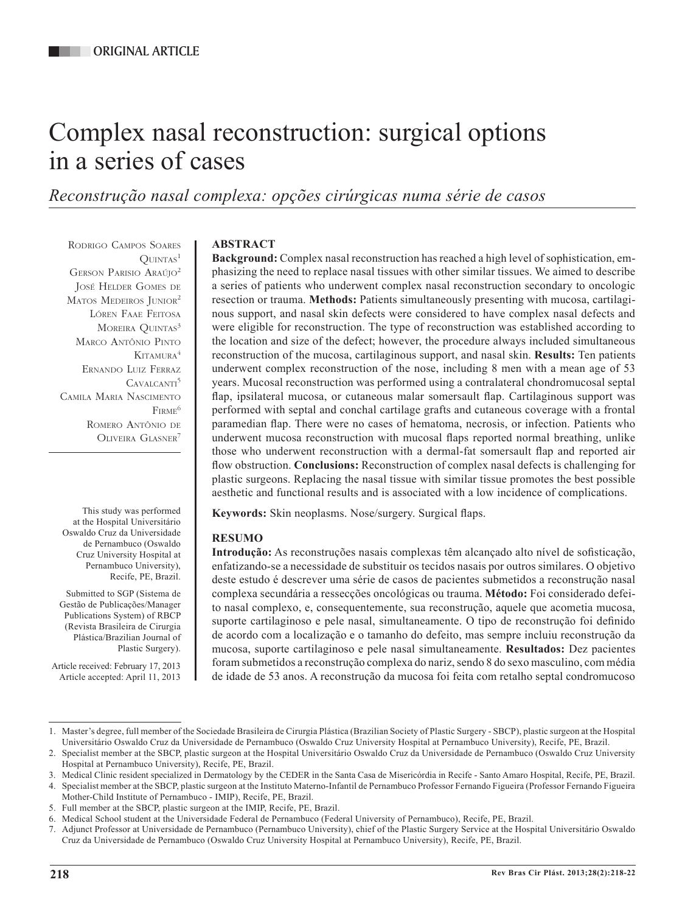ORIGINAL ARTICLE

# Complex nasal reconstruction: surgical options in a series of cases

*Reconstrução nasal complexa: opções cirúrgicas numa série de casos*

Rodrigo Campos Soares Quintas[1]
Gerson Parisio Araújo[2]
José Helder Gomes de Matos Medeiros Junior[2]
Lóren Faae Feitosa Moreira Quintas[3]
Marco Antônio Pinto Kitamura[4]
Ernando Luiz Ferraz Cavalcanti[5]
Camila Maria Nascimento Firme[6]
Romero Antônio de Oliveira Glasner[7]

This study was performed at the Hospital Universitário Oswaldo Cruz da Universidade de Pernambuco (Oswaldo Cruz University Hospital at Pernambuco University), Recife, PE, Brazil.

Submitted to SGP (Sistema de Gestão de Publicações/Manager Publications System) of RBCP (Revista Brasileira de Cirurgia Plástica/Brazilian Journal of Plastic Surgery).

Article received: February 17, 2013
Article accepted: April 11, 2013

## ABSTRACT

**Background:** Complex nasal reconstruction has reached a high level of sophistication, emphasizing the need to replace nasal tissues with other similar tissues. We aimed to describe a series of patients who underwent complex nasal reconstruction secondary to oncologic resection or trauma. **Methods:** Patients simultaneously presenting with mucosa, cartilaginous support, and nasal skin defects were considered to have complex nasal defects and were eligible for reconstruction. The type of reconstruction was established according to the location and size of the defect; however, the procedure always included simultaneous reconstruction of the mucosa, cartilaginous support, and nasal skin. **Results:** Ten patients underwent complex reconstruction of the nose, including 8 men with a mean age of 53 years. Mucosal reconstruction was performed using a contralateral chondromucosal septal flap, ipsilateral mucosa, or cutaneous malar somersault flap. Cartilaginous support was performed with septal and conchal cartilage grafts and cutaneous coverage with a frontal paramedian flap. There were no cases of hematoma, necrosis, or infection. Patients who underwent mucosa reconstruction with mucosal flaps reported normal breathing, unlike those who underwent reconstruction with a dermal-fat somersault flap and reported air flow obstruction. **Conclusions:** Reconstruction of complex nasal defects is challenging for plastic surgeons. Replacing the nasal tissue with similar tissue promotes the best possible aesthetic and functional results and is associated with a low incidence of complications.

**Keywords:** Skin neoplasms. Nose/surgery. Surgical flaps.

## RESUMO

**Introdução:** As reconstruções nasais complexas têm alcançado alto nível de sofisticação, enfatizando-se a necessidade de substituir os tecidos nasais por outros similares. O objetivo deste estudo é descrever uma série de casos de pacientes submetidos a reconstrução nasal complexa secundária a ressecções oncológicas ou trauma. **Método:** Foi considerado defeito nasal complexo, e, consequentemente, sua reconstrução, aquele que acometia mucosa, suporte cartilaginoso e pele nasal, simultaneamente. O tipo de reconstrução foi definido de acordo com a localização e o tamanho do defeito, mas sempre incluiu reconstrução da mucosa, suporte cartilaginoso e pele nasal simultaneamente. **Resultados:** Dez pacientes foram submetidos a reconstrução complexa do nariz, sendo 8 do sexo masculino, com média de idade de 53 anos. A reconstrução da mucosa foi feita com retalho septal condromucoso

---

1. Master's degree, full member of the Sociedade Brasileira de Cirurgia Plástica (Brazilian Society of Plastic Surgery - SBCP), plastic surgeon at the Hospital Universitário Oswaldo Cruz da Universidade de Pernambuco (Oswaldo Cruz University Hospital at Pernambuco University), Recife, PE, Brazil.
2. Specialist member at the SBCP, plastic surgeon at the Hospital Universitário Oswaldo Cruz da Universidade de Pernambuco (Oswaldo Cruz University Hospital at Pernambuco University), Recife, PE, Brazil.
3. Medical Clinic resident specialized in Dermatology by the CEDER in the Santa Casa de Misericórdia in Recife - Santo Amaro Hospital, Recife, PE, Brazil.
4. Specialist member at the SBCP, plastic surgeon at the Instituto Materno-Infantil de Pernambuco Professor Fernando Figueira (Professor Fernando Figueira Mother-Child Institute of Pernambuco - IMIP), Recife, PE, Brazil.
5. Full member at the SBCP, plastic surgeon at the IMIP, Recife, PE, Brazil.
6. Medical School student at the Universidade Federal de Pernambuco (Federal University of Pernambuco), Recife, PE, Brazil.
7. Adjunct Professor at Universidade de Pernambuco (Pernambuco University), chief of the Plastic Surgery Service at the Hospital Universitário Oswaldo Cruz da Universidade de Pernambuco (Oswaldo Cruz University Hospital at Pernambuco University), Recife, PE, Brazil.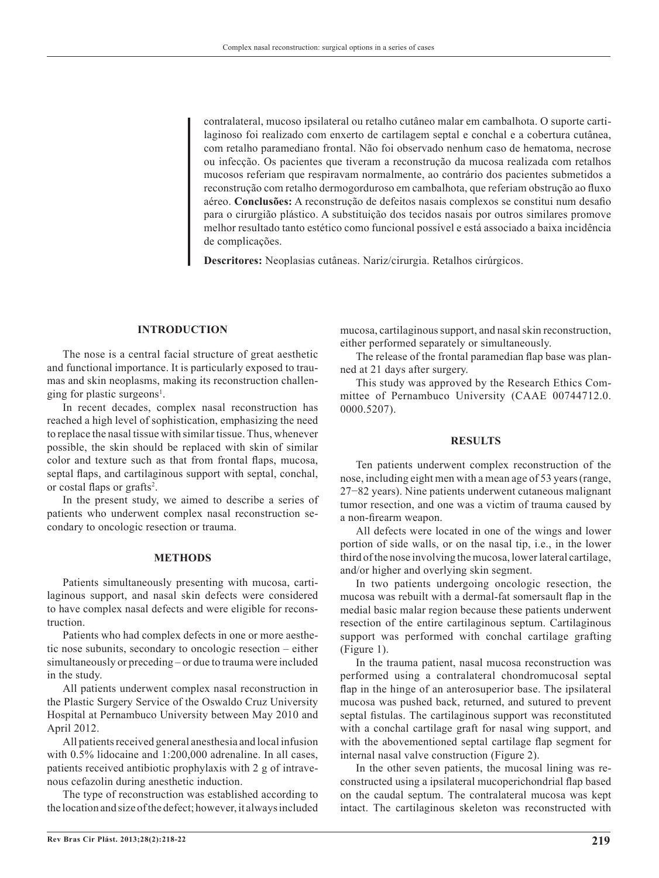contralateral, mucoso ipsilateral ou retalho cutâneo malar em cambalhota. O suporte cartilaginoso foi realizado com enxerto de cartilagem septal e conchal e a cobertura cutânea, com retalho paramediano frontal. Não foi observado nenhum caso de hematoma, necrose ou infecção. Os pacientes que tiveram a reconstrução da mucosa realizada com retalhos mucosos referiam que respiravam normalmente, ao contrário dos pacientes submetidos a reconstrução com retalho dermogorduroso em cambalhota, que referiam obstrução ao fluxo aéreo. **Conclusões:** A reconstrução de defeitos nasais complexos se constitui num desafio para o cirurgião plástico. A substituição dos tecidos nasais por outros similares promove melhor resultado tanto estético como funcional possível e está associado a baixa incidência de complicações.

**Descritores:** Neoplasias cutâneas. Nariz/cirurgia. Retalhos cirúrgicos.

## INTRODUCTION

The nose is a central facial structure of great aesthetic and functional importance. It is particularly exposed to traumas and skin neoplasms, making its reconstruction challenging for plastic surgeons[1].

In recent decades, complex nasal reconstruction has reached a high level of sophistication, emphasizing the need to replace the nasal tissue with similar tissue. Thus, whenever possible, the skin should be replaced with skin of similar color and texture such as that from frontal flaps, mucosa, septal flaps, and cartilaginous support with septal, conchal, or costal flaps or grafts[2].

In the present study, we aimed to describe a series of patients who underwent complex nasal reconstruction secondary to oncologic resection or trauma.

## METHODS

Patients simultaneously presenting with mucosa, cartilaginous support, and nasal skin defects were considered to have complex nasal defects and were eligible for reconstruction.

Patients who had complex defects in one or more aesthetic nose subunits, secondary to oncologic resection – either simultaneously or preceding – or due to trauma were included in the study.

All patients underwent complex nasal reconstruction in the Plastic Surgery Service of the Oswaldo Cruz University Hospital at Pernambuco University between May 2010 and April 2012.

All patients received general anesthesia and local infusion with 0.5% lidocaine and 1:200,000 adrenaline. In all cases, patients received antibiotic prophylaxis with 2 g of intravenous cefazolin during anesthetic induction.

The type of reconstruction was established according to the location and size of the defect; however, it always included mucosa, cartilaginous support, and nasal skin reconstruction, either performed separately or simultaneously.

The release of the frontal paramedian flap base was planned at 21 days after surgery.

This study was approved by the Research Ethics Committee of Pernambuco University (CAAE 00744712.0.0000.5207).

## RESULTS

Ten patients underwent complex reconstruction of the nose, including eight men with a mean age of 53 years (range, 27−82 years). Nine patients underwent cutaneous malignant tumor resection, and one was a victim of trauma caused by a non-firearm weapon.

All defects were located in one of the wings and lower portion of side walls, or on the nasal tip, i.e., in the lower third of the nose involving the mucosa, lower lateral cartilage, and/or higher and overlying skin segment.

In two patients undergoing oncologic resection, the mucosa was rebuilt with a dermal-fat somersault flap in the medial basic malar region because these patients underwent resection of the entire cartilaginous septum. Cartilaginous support was performed with conchal cartilage grafting (Figure 1).

In the trauma patient, nasal mucosa reconstruction was performed using a contralateral chondromucosal septal flap in the hinge of an anterosuperior base. The ipsilateral mucosa was pushed back, returned, and sutured to prevent septal fistulas. The cartilaginous support was reconstituted with a conchal cartilage graft for nasal wing support, and with the abovementioned septal cartilage flap segment for internal nasal valve construction (Figure 2).

In the other seven patients, the mucosal lining was reconstructed using a ipsilateral mucoperichondrial flap based on the caudal septum. The contralateral mucosa was kept intact. The cartilaginous skeleton was reconstructed with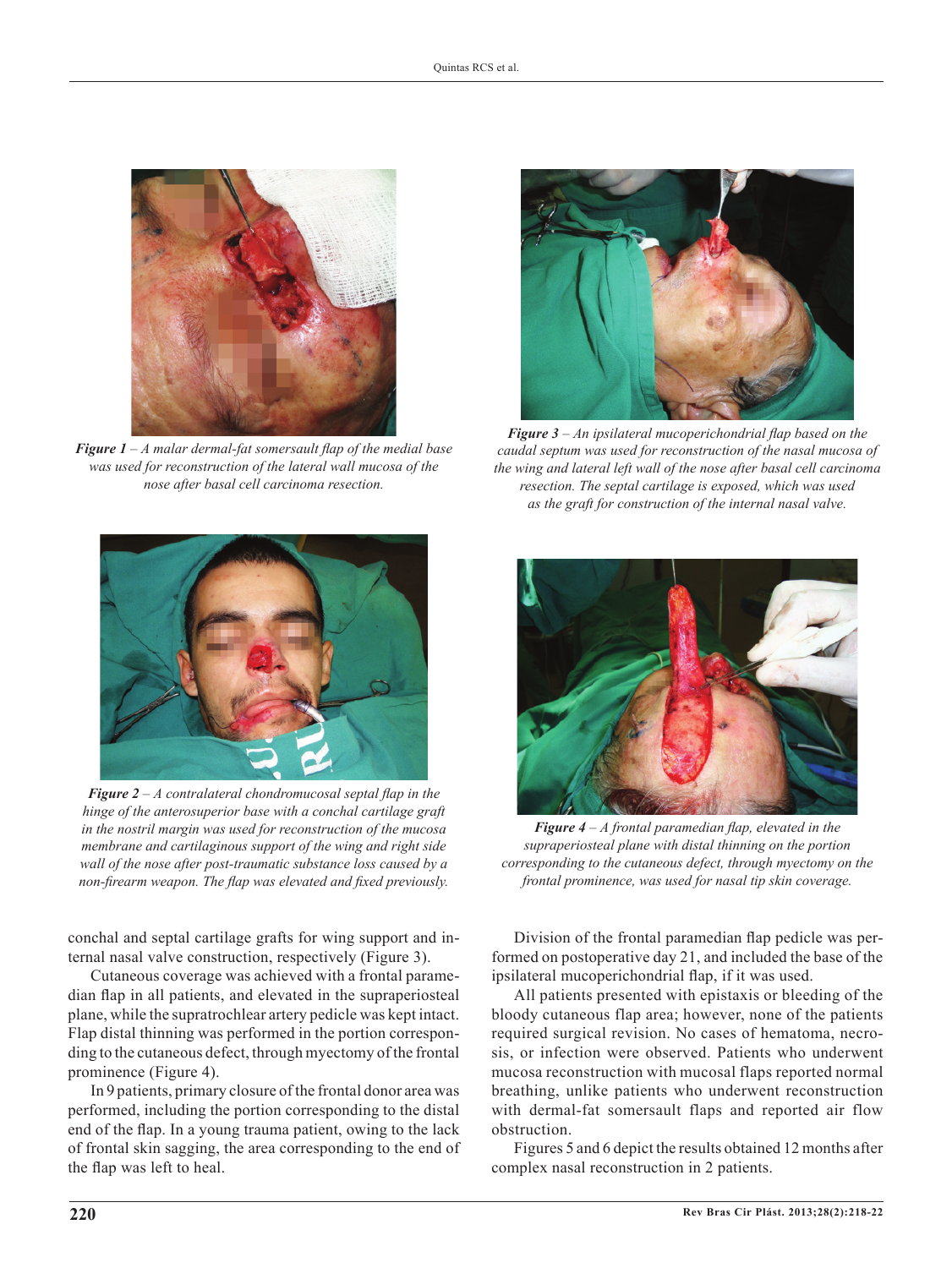*Figure 1* – A malar dermal-fat somersault flap of the medial base was used for reconstruction of the lateral wall mucosa of the nose after basal cell carcinoma resection.

*Figure 3* – An ipsilateral mucoperichondrial flap based on the caudal septum was used for reconstruction of the nasal mucosa of the wing and lateral left wall of the nose after basal cell carcinoma resection. The septal cartilage is exposed, which was used as the graft for construction of the internal nasal valve.

*Figure 2* – A contralateral chondromucosal septal flap in the hinge of the anterosuperior base with a conchal cartilage graft in the nostril margin was used for reconstruction of the mucosa membrane and cartilaginous support of the wing and right side wall of the nose after post-traumatic substance loss caused by a non-firearm weapon. The flap was elevated and fixed previously.

*Figure 4* – A frontal paramedian flap, elevated in the supraperiosteal plane with distal thinning on the portion corresponding to the cutaneous defect, through myectomy on the frontal prominence, was used for nasal tip skin coverage.

conchal and septal cartilage grafts for wing support and internal nasal valve construction, respectively (Figure 3).

Cutaneous coverage was achieved with a frontal paramedian flap in all patients, and elevated in the supraperiosteal plane, while the supratrochlear artery pedicle was kept intact. Flap distal thinning was performed in the portion corresponding to the cutaneous defect, through myectomy of the frontal prominence (Figure 4).

In 9 patients, primary closure of the frontal donor area was performed, including the portion corresponding to the distal end of the flap. In a young trauma patient, owing to the lack of frontal skin sagging, the area corresponding to the end of the flap was left to heal.

Division of the frontal paramedian flap pedicle was performed on postoperative day 21, and included the base of the ipsilateral mucoperichondrial flap, if it was used.

All patients presented with epistaxis or bleeding of the bloody cutaneous flap area; however, none of the patients required surgical revision. No cases of hematoma, necrosis, or infection were observed. Patients who underwent mucosa reconstruction with mucosal flaps reported normal breathing, unlike patients who underwent reconstruction with dermal-fat somersault flaps and reported air flow obstruction.

Figures 5 and 6 depict the results obtained 12 months after complex nasal reconstruction in 2 patients.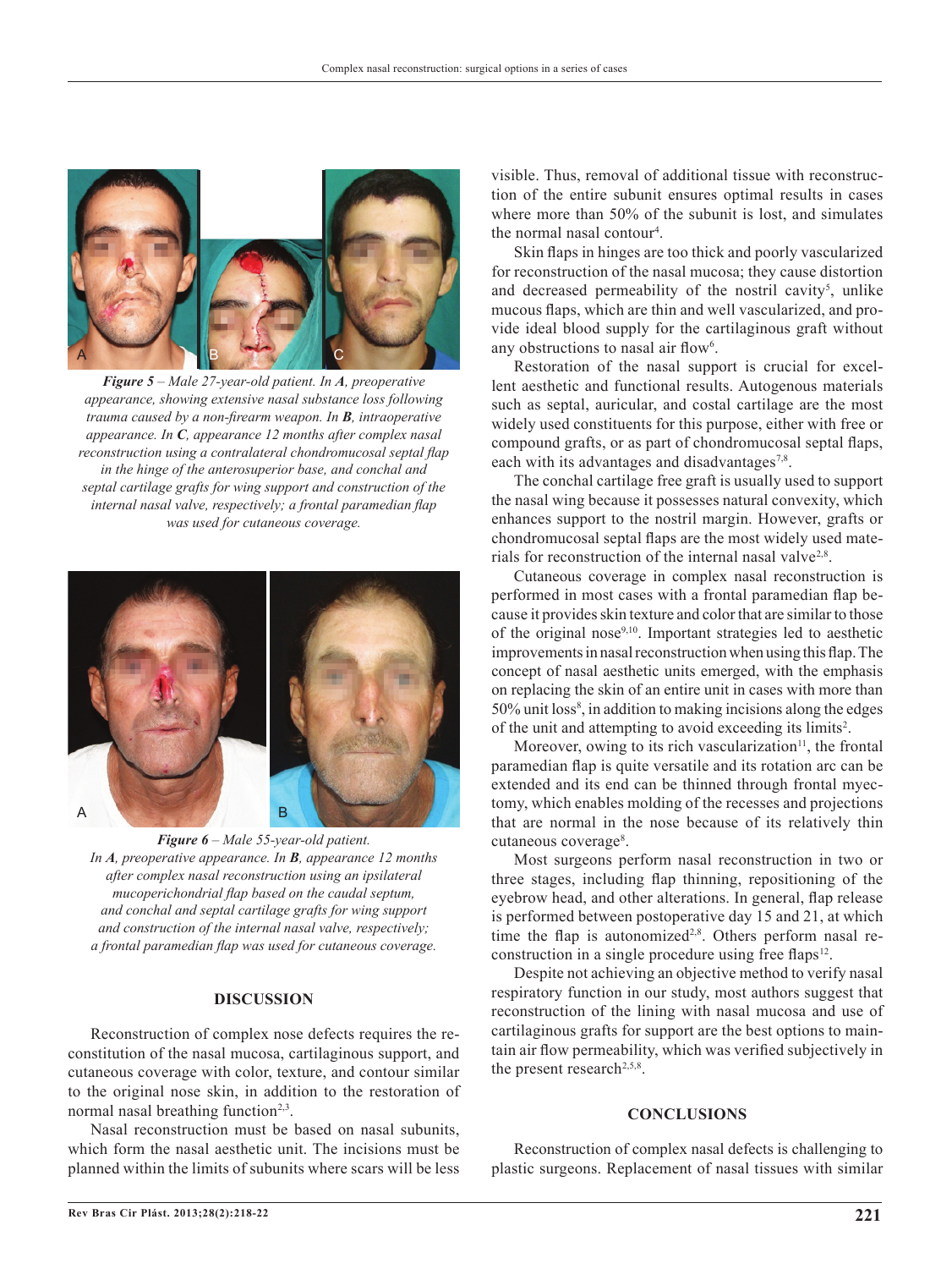***Figure 5*** – *Male 27-year-old patient. In* ***A****, preoperative appearance, showing extensive nasal substance loss following trauma caused by a non-firearm weapon. In* ***B****, intraoperative appearance. In* ***C****, appearance 12 months after complex nasal reconstruction using a contralateral chondromucosal septal flap in the hinge of the anterosuperior base, and conchal and septal cartilage grafts for wing support and construction of the internal nasal valve, respectively; a frontal paramedian flap was used for cutaneous coverage.*

***Figure 6*** – *Male 55-year-old patient. In* ***A****, preoperative appearance. In* ***B****, appearance 12 months after complex nasal reconstruction using an ipsilateral mucoperichondrial flap based on the caudal septum, and conchal and septal cartilage grafts for wing support and construction of the internal nasal valve, respectively; a frontal paramedian flap was used for cutaneous coverage.*

## DISCUSSION

Reconstruction of complex nose defects requires the reconstitution of the nasal mucosa, cartilaginous support, and cutaneous coverage with color, texture, and contour similar to the original nose skin, in addition to the restoration of normal nasal breathing function[2,3].

Nasal reconstruction must be based on nasal subunits, which form the nasal aesthetic unit. The incisions must be planned within the limits of subunits where scars will be less visible. Thus, removal of additional tissue with reconstruction of the entire subunit ensures optimal results in cases where more than 50% of the subunit is lost, and simulates the normal nasal contour[4].

Skin flaps in hinges are too thick and poorly vascularized for reconstruction of the nasal mucosa; they cause distortion and decreased permeability of the nostril cavity[5], unlike mucous flaps, which are thin and well vascularized, and provide ideal blood supply for the cartilaginous graft without any obstructions to nasal air flow[6].

Restoration of the nasal support is crucial for excellent aesthetic and functional results. Autogenous materials such as septal, auricular, and costal cartilage are the most widely used constituents for this purpose, either with free or compound grafts, or as part of chondromucosal septal flaps, each with its advantages and disadvantages[7,8].

The conchal cartilage free graft is usually used to support the nasal wing because it possesses natural convexity, which enhances support to the nostril margin. However, grafts or chondromucosal septal flaps are the most widely used materials for reconstruction of the internal nasal valve[2,8].

Cutaneous coverage in complex nasal reconstruction is performed in most cases with a frontal paramedian flap because it provides skin texture and color that are similar to those of the original nose[9,10]. Important strategies led to aesthetic improvements in nasal reconstruction when using this flap. The concept of nasal aesthetic units emerged, with the emphasis on replacing the skin of an entire unit in cases with more than 50% unit loss[8], in addition to making incisions along the edges of the unit and attempting to avoid exceeding its limits[2].

Moreover, owing to its rich vascularization[11], the frontal paramedian flap is quite versatile and its rotation arc can be extended and its end can be thinned through frontal myectomy, which enables molding of the recesses and projections that are normal in the nose because of its relatively thin cutaneous coverage[8].

Most surgeons perform nasal reconstruction in two or three stages, including flap thinning, repositioning of the eyebrow head, and other alterations. In general, flap release is performed between postoperative day 15 and 21, at which time the flap is autonomized[2,8]. Others perform nasal reconstruction in a single procedure using free flaps[12].

Despite not achieving an objective method to verify nasal respiratory function in our study, most authors suggest that reconstruction of the lining with nasal mucosa and use of cartilaginous grafts for support are the best options to maintain air flow permeability, which was verified subjectively in the present research[2,5,8].

## CONCLUSIONS

Reconstruction of complex nasal defects is challenging to plastic surgeons. Replacement of nasal tissues with similar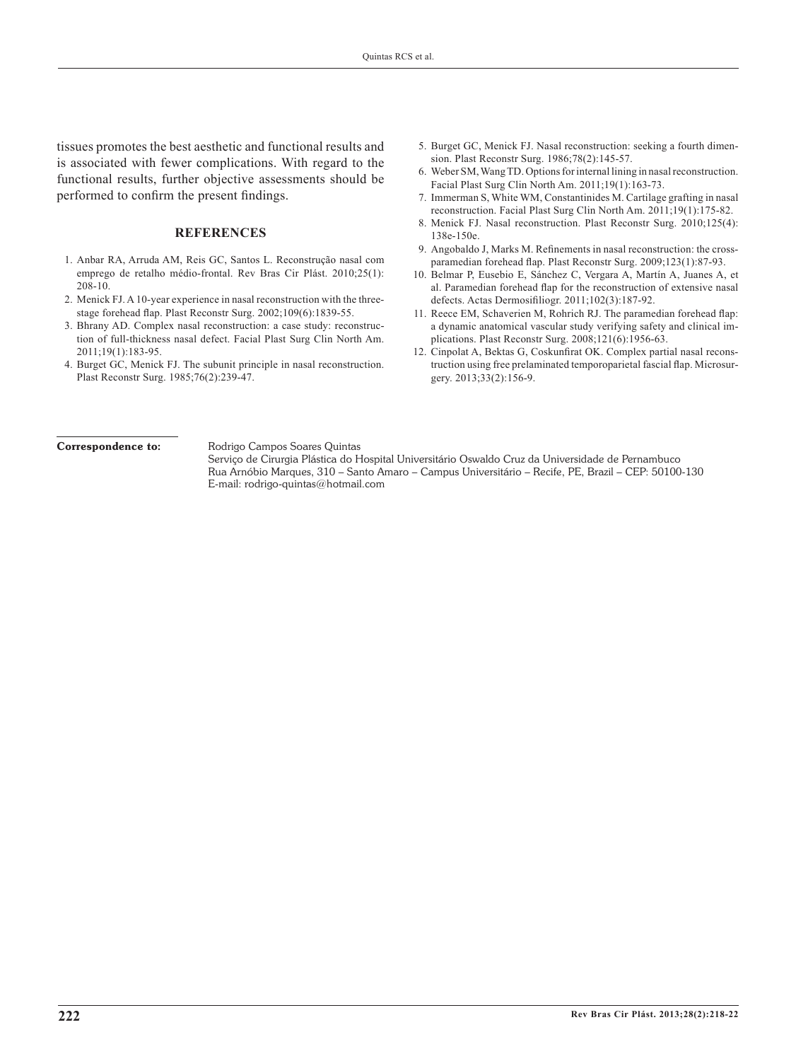tissues promotes the best aesthetic and functional results and is associated with fewer complications. With regard to the functional results, further objective assessments should be performed to confirm the present findings.

## REFERENCES

1. Anbar RA, Arruda AM, Reis GC, Santos L. Reconstrução nasal com emprego de retalho médio-frontal. Rev Bras Cir Plást. 2010;25(1): 208-10.
2. Menick FJ. A 10-year experience in nasal reconstruction with the three-stage forehead flap. Plast Reconstr Surg. 2002;109(6):1839-55.
3. Bhrany AD. Complex nasal reconstruction: a case study: reconstruction of full-thickness nasal defect. Facial Plast Surg Clin North Am. 2011;19(1):183-95.
4. Burget GC, Menick FJ. The subunit principle in nasal reconstruction. Plast Reconstr Surg. 1985;76(2):239-47.
5. Burget GC, Menick FJ. Nasal reconstruction: seeking a fourth dimension. Plast Reconstr Surg. 1986;78(2):145-57.
6. Weber SM, Wang TD. Options for internal lining in nasal reconstruction. Facial Plast Surg Clin North Am. 2011;19(1):163-73.
7. Immerman S, White WM, Constantinides M. Cartilage grafting in nasal reconstruction. Facial Plast Surg Clin North Am. 2011;19(1):175-82.
8. Menick FJ. Nasal reconstruction. Plast Reconstr Surg. 2010;125(4): 138e-150e.
9. Angobaldo J, Marks M. Refinements in nasal reconstruction: the cross-paramedian forehead flap. Plast Reconstr Surg. 2009;123(1):87-93.
10. Belmar P, Eusebio E, Sánchez C, Vergara A, Martín A, Juanes A, et al. Paramedian forehead flap for the reconstruction of extensive nasal defects. Actas Dermosifiliogr. 2011;102(3):187-92.
11. Reece EM, Schaverien M, Rohrich RJ. The paramedian forehead flap: a dynamic anatomical vascular study verifying safety and clinical implications. Plast Reconstr Surg. 2008;121(6):1956-63.
12. Cinpolat A, Bektas G, Coskunfirat OK. Complex partial nasal reconstruction using free prelaminated temporoparietal fascial flap. Microsurgery. 2013;33(2):156-9.

**Correspondence to:** Rodrigo Campos Soares Quintas
Serviço de Cirurgia Plástica do Hospital Universitário Oswaldo Cruz da Universidade de Pernambuco
Rua Arnóbio Marques, 310 – Santo Amaro – Campus Universitário – Recife, PE, Brazil – CEP: 50100-130
E-mail: rodrigo-quintas@hotmail.com